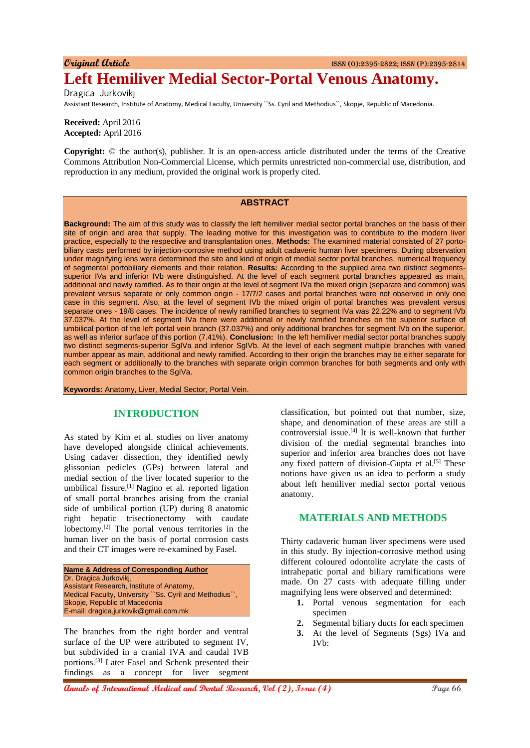Original Article

ISSN (O):2395-2822; ISSN (P):2395-2814

# Left Hemiliver Medial Sector-Portal Venous Anatomy.

Dragica Jurkovikj

Assistant Research, Institute of Anatomy, Medical Faculty, University ``Ss. Cyril and Methodius``, Skopje, Republic of Macedonia.

**Received:** April 2016
**Accepted:** April 2016

**Copyright:** © the author(s), publisher. It is an open-access article distributed under the terms of the Creative Commons Attribution Non-Commercial License, which permits unrestricted non-commercial use, distribution, and reproduction in any medium, provided the original work is properly cited.

## ABSTRACT

**Background:** The aim of this study was to classify the left hemiliver medial sector portal branches on the basis of their site of origin and area that supply. The leading motive for this investigation was to contribute to the modern liver practice, especially to the respective and transplantation ones. **Methods:** The examined material consisted of 27 porto-biliary casts performed by injection-corrosive method using adult cadaveric human liver specimens. During observation under magnifying lens were determined the site and kind of origin of medial sector portal branches, numerical frequency of segmental portobiliary elements and their relation. **Results:** According to the supplied area two distinct segments-superior IVa and inferior IVb were distinguished. At the level of each segment portal branches appeared as main, additional and newly ramified. As to their origin at the level of segment IVa the mixed origin (separate and common) was prevalent versus separate or only common origin - 17/7/2 cases and portal branches were not observed in only one case in this segment. Also, at the level of segment IVb the mixed origin of portal branches was prevalent versus separate ones - 19/8 cases. The incidence of newly ramified branches to segment IVa was 22.22% and to segment IVb 37.037%. At the level of segment IVa there were additional or newly ramified branches on the superior surface of umbilical portion of the left portal vein branch (37.037%) and only additional branches for segment IVb on the superior, as well as inferior surface of this portion (7.41%). **Conclusion:** In the left hemiliver medial sector portal branches supply two distinct segments-superior SgIVa and inferior SgIVb. At the level of each segment multiple branches with varied number appear as main, additional and newly ramified. According to their origin the branches may be either separate for each segment or additionally to the branches with separate origin common branches for both segments and only with common origin branches to the SgIVa.

**Keywords:** Anatomy, Liver, Medial Sector, Portal Vein.

## INTRODUCTION

As stated by Kim et al. studies on liver anatomy have developed alongside clinical achievements. Using cadaver dissection, they identified newly glissonian pedicles (GPs) between lateral and medial section of the liver located superior to the umbilical fissure.[1] Nagino et al. reported ligation of small portal branches arising from the cranial side of umbilical portion (UP) during 8 anatomic right hepatic trisectionectomy with caudate lobectomy.[2] The portal venous territories in the human liver on the basis of portal corrosion casts and their CT images were re-examined by Fasel.

**Name & Address of Corresponding Author**
Dr. Dragica Jurkovikj,
Assistant Research, Institute of Anatomy,
Medical Faculty, University ``Ss. Cyril and Methodius``,
Skopje, Republic of Macedonia
E-mail: dragica.jurkovik@gmail.com.mk

The branches from the right border and ventral surface of the UP were attributed to segment IV, but subdivided in a cranial IVA and caudal IVB portions.[3] Later Fasel and Schenk presented their findings as a concept for liver segment classification, but pointed out that number, size, shape, and denomination of these areas are still a controversial issue.[4] It is well-known that further division of the medial segmental branches into superior and inferior area branches does not have any fixed pattern of division-Gupta et al.[5] These notions have given us an idea to perform a study about left hemiliver medial sector portal venous anatomy.

## MATERIALS AND METHODS

Thirty cadaveric human liver specimens were used in this study. By injection-corrosive method using different coloured odontolite acrylate the casts of intrahepatic portal and biliary ramifications were made. On 27 casts with adequate filling under magnifying lens were observed and determined:

1. Portal venous segmentation for each specimen
2. Segmental biliary ducts for each specimen
3. At the level of Segments (Sgs) IVa and IVb: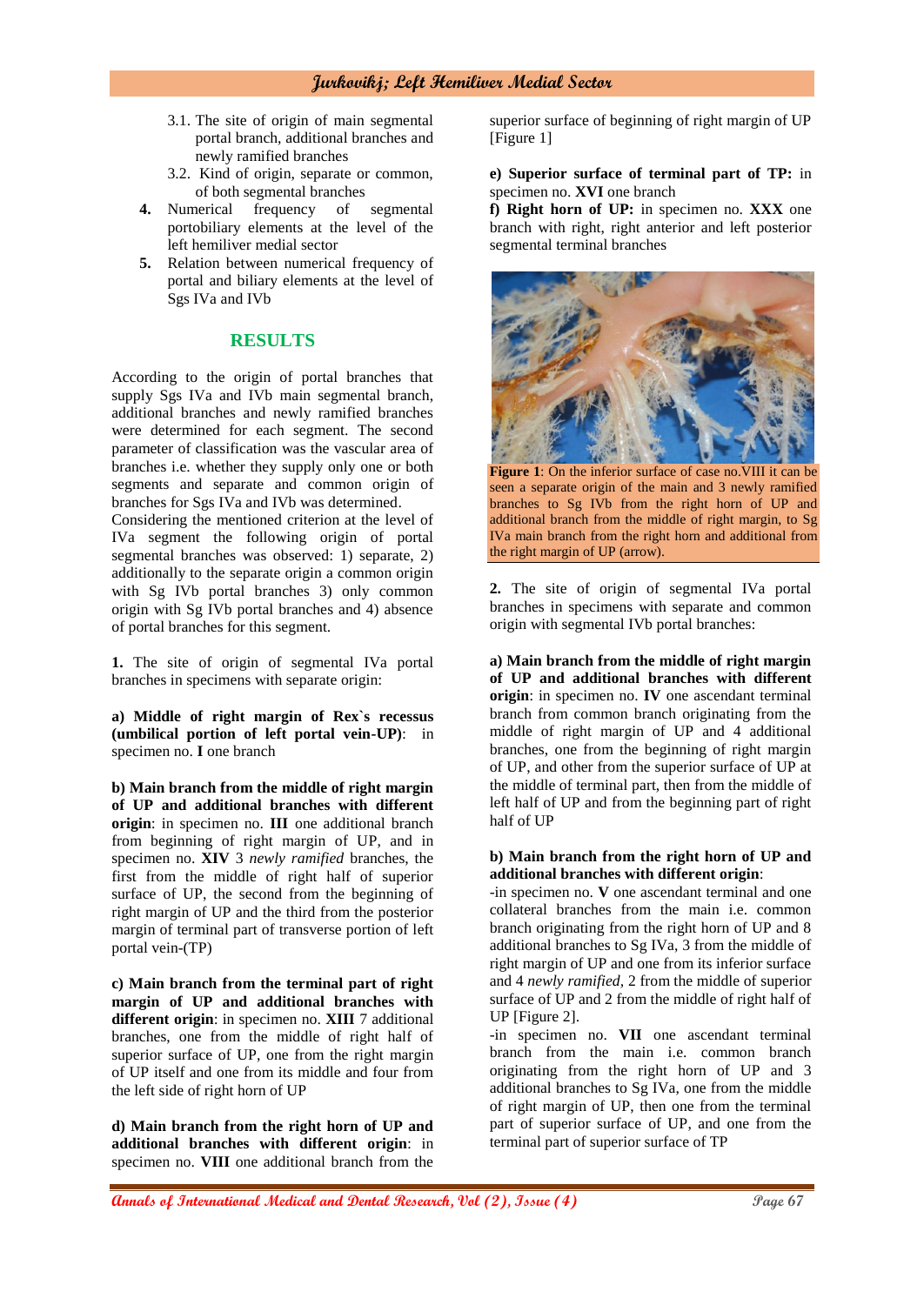3.1. The site of origin of main segmental portal branch, additional branches and newly ramified branches
3.2. Kind of origin, separate or common, of both segmental branches

4. Numerical frequency of segmental portobiliary elements at the level of the left hemiliver medial sector
5. Relation between numerical frequency of portal and biliary elements at the level of Sgs IVa and IVb

## RESULTS

According to the origin of portal branches that supply Sgs IVa and IVb main segmental branch, additional branches and newly ramified branches were determined for each segment. The second parameter of classification was the vascular area of branches i.e. whether they supply only one or both segments and separate and common origin of branches for Sgs IVa and IVb was determined.
Considering the mentioned criterion at the level of IVa segment the following origin of portal segmental branches was observed: 1) separate, 2) additionally to the separate origin a common origin with Sg IVb portal branches 3) only common origin with Sg IVb portal branches and 4) absence of portal branches for this segment.

**1.** The site of origin of segmental IVa portal branches in specimens with separate origin:

**a) Middle of right margin of Rex`s recessus (umbilical portion of left portal vein-UP)**: in specimen no. **I** one branch

**b) Main branch from the middle of right margin of UP and additional branches with different origin**: in specimen no. **III** one additional branch from beginning of right margin of UP, and in specimen no. **XIV** 3 *newly ramified* branches, the first from the middle of right half of superior surface of UP, the second from the beginning of right margin of UP and the third from the posterior margin of terminal part of transverse portion of left portal vein-(TP)

**c) Main branch from the terminal part of right margin of UP and additional branches with different origin**: in specimen no. **XIII** 7 additional branches, one from the middle of right half of superior surface of UP, one from the right margin of UP itself and one from its middle and four from the left side of right horn of UP

**d) Main branch from the right horn of UP and additional branches with different origin**: in specimen no. **VIII** one additional branch from the superior surface of beginning of right margin of UP [Figure 1]

**e) Superior surface of terminal part of TP:** in specimen no. **XVI** one branch

**f) Right horn of UP:** in specimen no. **XXX** one branch with right, right anterior and left posterior segmental terminal branches

**Figure 1**: On the inferior surface of case no.VIII it can be seen a separate origin of the main and 3 newly ramified branches to Sg IVb from the right horn of UP and additional branch from the middle of right margin, to Sg IVa main branch from the right horn and additional from the right margin of UP (arrow).

**2.** The site of origin of segmental IVa portal branches in specimens with separate and common origin with segmental IVb portal branches:

**a) Main branch from the middle of right margin of UP and additional branches with different origin**: in specimen no. **IV** one ascendant terminal branch from common branch originating from the middle of right margin of UP and 4 additional branches, one from the beginning of right margin of UP, and other from the superior surface of UP at the middle of terminal part, then from the middle of left half of UP and from the beginning part of right half of UP

**b) Main branch from the right horn of UP and additional branches with different origin**:
-in specimen no. **V** one ascendant terminal and one collateral branches from the main i.e. common branch originating from the right horn of UP and 8 additional branches to Sg IVa, 3 from the middle of right margin of UP and one from its inferior surface and 4 *newly ramified*, 2 from the middle of superior surface of UP and 2 from the middle of right half of UP [Figure 2].
-in specimen no. **VII** one ascendant terminal branch from the main i.e. common branch originating from the right horn of UP and 3 additional branches to Sg IVa, one from the middle of right margin of UP, then one from the terminal part of superior surface of UP, and one from the terminal part of superior surface of TP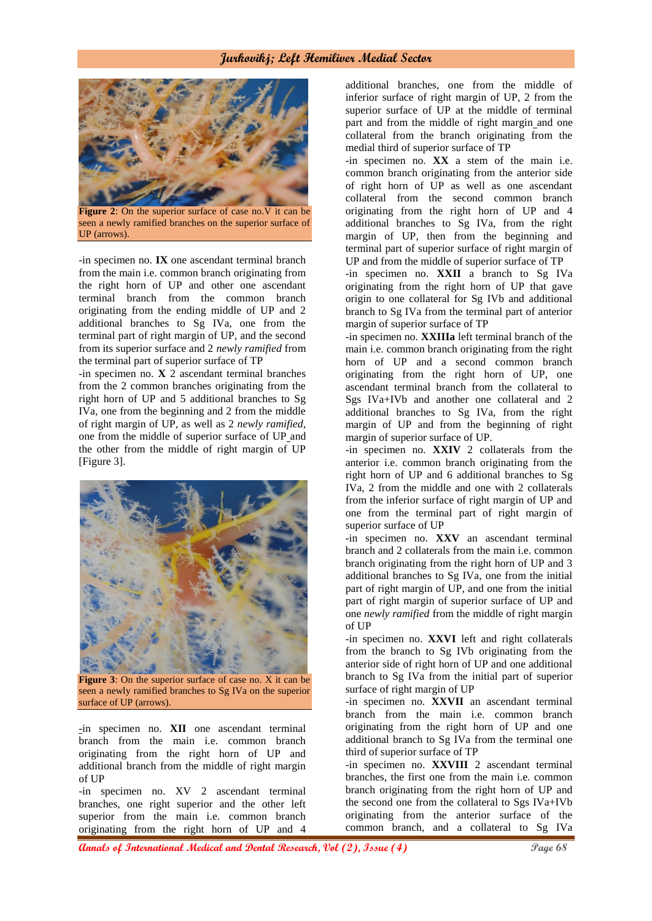**Figure 2**: On the superior surface of case no.V it can be seen a newly ramified branches on the superior surface of UP (arrows).

-in specimen no. **IX** one ascendant terminal branch from the main i.e. common branch originating from the right horn of UP and other one ascendant terminal branch from the common branch originating from the ending middle of UP and 2 additional branches to Sg IVa, one from the terminal part of right margin of UP, and the second from its superior surface and 2 *newly ramified* from the terminal part of superior surface of TP

-in specimen no. **X** 2 ascendant terminal branches from the 2 common branches originating from the right horn of UP and 5 additional branches to Sg IVa, one from the beginning and 2 from the middle of right margin of UP, as well as 2 *newly ramified*, one from the middle of superior surface of UP and the other from the middle of right margin of UP [Figure 3].

**Figure 3**: On the superior surface of case no. X it can be seen a newly ramified branches to Sg IVa on the superior surface of UP (arrows).

-in specimen no. **XII** one ascendant terminal branch from the main i.e. common branch originating from the right horn of UP and additional branch from the middle of right margin of UP

-in specimen no. XV 2 ascendant terminal branches, one right superior and the other left superior from the main i.e. common branch originating from the right horn of UP and 4 additional branches, one from the middle of inferior surface of right margin of UP, 2 from the superior surface of UP at the middle of terminal part and from the middle of right margin and one collateral from the branch originating from the medial third of superior surface of TP

-in specimen no. **XX** a stem of the main i.e. common branch originating from the anterior side of right horn of UP as well as one ascendant collateral from the second common branch originating from the right horn of UP and 4 additional branches to Sg IVa, from the right margin of UP, then from the beginning and terminal part of superior surface of right margin of UP and from the middle of superior surface of TP

-in specimen no. **XXII** a branch to Sg IVa originating from the right horn of UP that gave origin to one collateral for Sg IVb and additional branch to Sg IVa from the terminal part of anterior margin of superior surface of TP

-in specimen no. **XXIIIa** left terminal branch of the main i.e. common branch originating from the right horn of UP and a second common branch originating from the right horn of UP, one ascendant terminal branch from the collateral to Sgs IVa+IVb and another one collateral and 2 additional branches to Sg IVa, from the right margin of UP and from the beginning of right margin of superior surface of UP.

-in specimen no. **XXIV** 2 collaterals from the anterior i.e. common branch originating from the right horn of UP and 6 additional branches to Sg IVa, 2 from the middle and one with 2 collaterals from the inferior surface of right margin of UP and one from the terminal part of right margin of superior surface of UP

-in specimen no. **XXV** an ascendant terminal branch and 2 collaterals from the main i.e. common branch originating from the right horn of UP and 3 additional branches to Sg IVa, one from the initial part of right margin of UP, and one from the initial part of right margin of superior surface of UP and one *newly ramified* from the middle of right margin of UP

-in specimen no. **XXVI** left and right collaterals from the branch to Sg IVb originating from the anterior side of right horn of UP and one additional branch to Sg IVa from the initial part of superior surface of right margin of UP

-in specimen no. **XXVII** an ascendant terminal branch from the main i.e. common branch originating from the right horn of UP and one additional branch to Sg IVa from the terminal one third of superior surface of TP

-in specimen no. **XXVIII** 2 ascendant terminal branches, the first one from the main i.e. common branch originating from the right horn of UP and the second one from the collateral to Sgs IVa+IVb originating from the anterior surface of the common branch, and a collateral to Sg IVa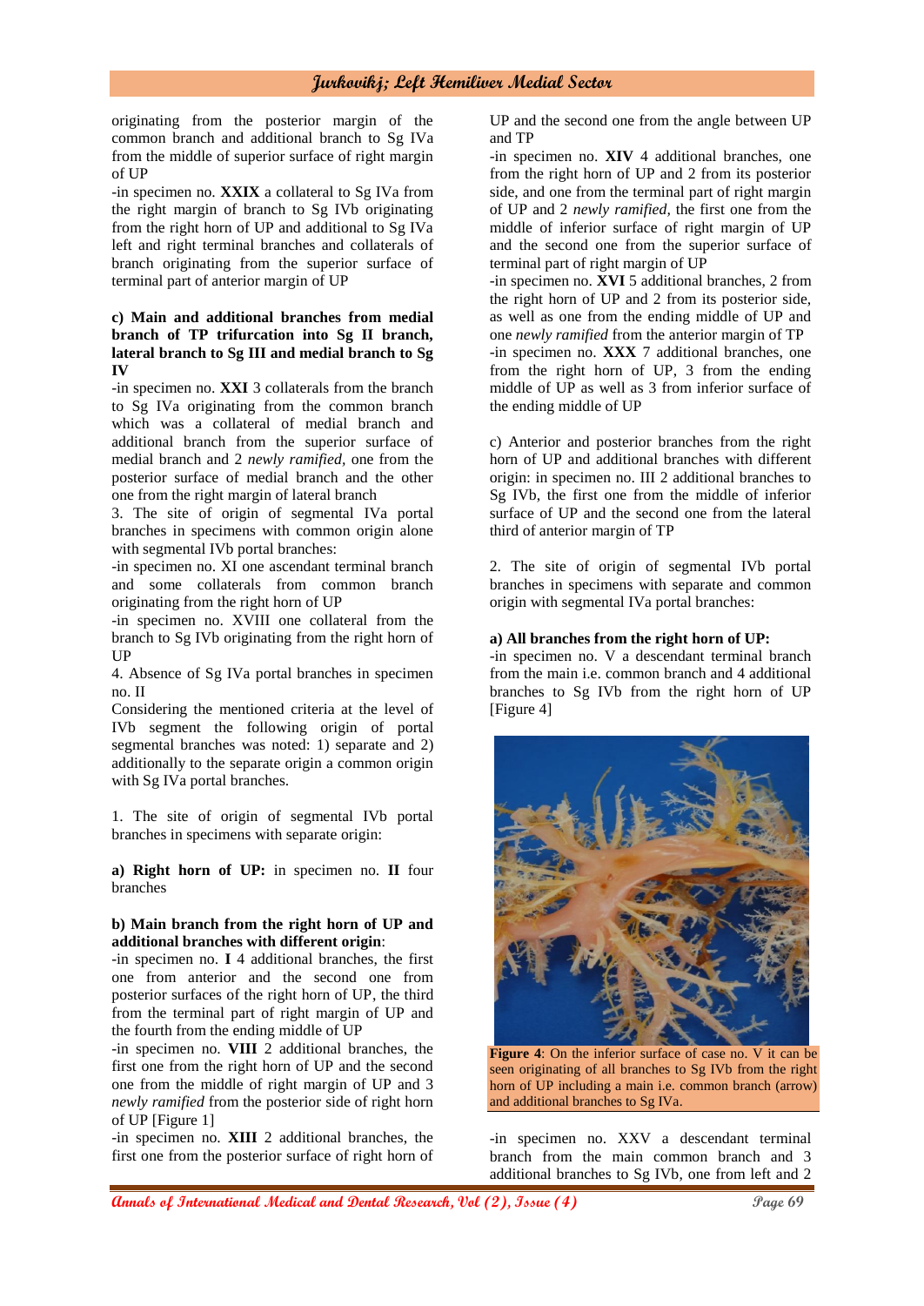originating from the posterior margin of the common branch and additional branch to Sg IVa from the middle of superior surface of right margin of UP

-in specimen no. **XXIX** a collateral to Sg IVa from the right margin of branch to Sg IVb originating from the right horn of UP and additional to Sg IVa left and right terminal branches and collaterals of branch originating from the superior surface of terminal part of anterior margin of UP

**c) Main and additional branches from medial branch of TP trifurcation into Sg II branch, lateral branch to Sg III and medial branch to Sg IV**

-in specimen no. **XXI** 3 collaterals from the branch to Sg IVa originating from the common branch which was a collateral of medial branch and additional branch from the superior surface of medial branch and 2 *newly ramified,* one from the posterior surface of medial branch and the other one from the right margin of lateral branch

3. The site of origin of segmental IVa portal branches in specimens with common origin alone with segmental IVb portal branches:

-in specimen no. XI one ascendant terminal branch and some collaterals from common branch originating from the right horn of UP

-in specimen no. XVIII one collateral from the branch to Sg IVb originating from the right horn of UP

4. Absence of Sg IVa portal branches in specimen no. II

Considering the mentioned criteria at the level of IVb segment the following origin of portal segmental branches was noted: 1) separate and 2) additionally to the separate origin a common origin with Sg IVa portal branches.

1. The site of origin of segmental IVb portal branches in specimens with separate origin:

**a) Right horn of UP:** in specimen no. **II** four branches

**b) Main branch from the right horn of UP and additional branches with different origin**:

-in specimen no. **I** 4 additional branches, the first one from anterior and the second one from posterior surfaces of the right horn of UP, the third from the terminal part of right margin of UP and the fourth from the ending middle of UP

-in specimen no. **VIII** 2 additional branches, the first one from the right horn of UP and the second one from the middle of right margin of UP and 3 *newly ramified* from the posterior side of right horn of UP [Figure 1]

-in specimen no. **XIII** 2 additional branches, the first one from the posterior surface of right horn of UP and the second one from the angle between UP and TP

-in specimen no. **XIV** 4 additional branches, one from the right horn of UP and 2 from its posterior side, and one from the terminal part of right margin of UP and 2 *newly ramified,* the first one from the middle of inferior surface of right margin of UP and the second one from the superior surface of terminal part of right margin of UP

-in specimen no. **XVI** 5 additional branches, 2 from the right horn of UP and 2 from its posterior side, as well as one from the ending middle of UP and one *newly ramified* from the anterior margin of TP

-in specimen no. **XXX** 7 additional branches, one from the right horn of UP, 3 from the ending middle of UP as well as 3 from inferior surface of the ending middle of UP

c) Anterior and posterior branches from the right horn of UP and additional branches with different origin: in specimen no. III 2 additional branches to Sg IVb, the first one from the middle of inferior surface of UP and the second one from the lateral third of anterior margin of TP

2. The site of origin of segmental IVb portal branches in specimens with separate and common origin with segmental IVa portal branches:

**a) All branches from the right horn of UP:**

-in specimen no. V a descendant terminal branch from the main i.e. common branch and 4 additional branches to Sg IVb from the right horn of UP [Figure 4]

**Figure 4**: On the inferior surface of case no. V it can be seen originating of all branches to Sg IVb from the right horn of UP including a main i.e. common branch (arrow) and additional branches to Sg IVa.

-in specimen no. XXV a descendant terminal branch from the main common branch and 3 additional branches to Sg IVb, one from left and 2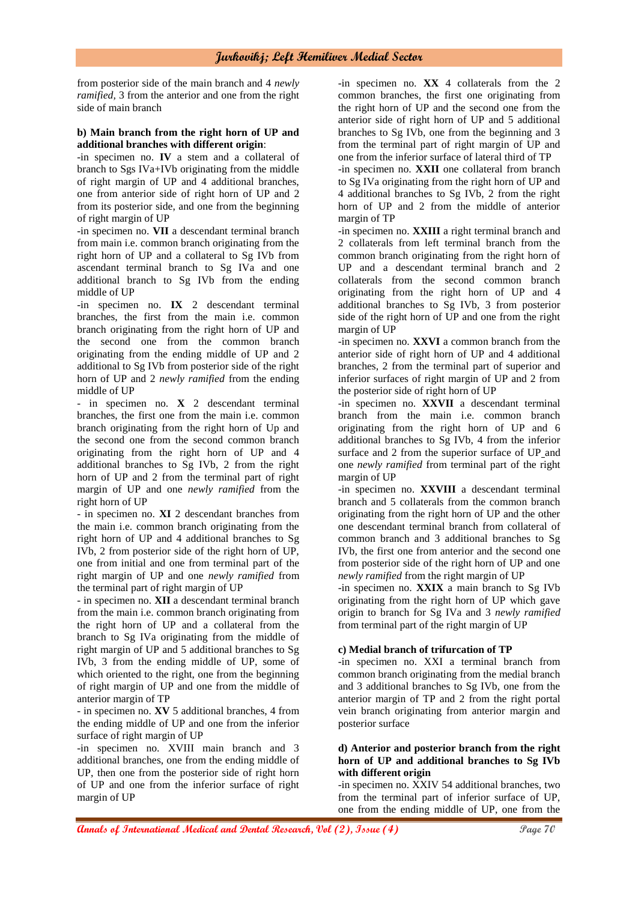from posterior side of the main branch and 4 *newly ramified,* 3 from the anterior and one from the right side of main branch

**b) Main branch from the right horn of UP and additional branches with different origin**:

-in specimen no. **IV** a stem and a collateral of branch to Sgs IVa+IVb originating from the middle of right margin of UP and 4 additional branches, one from anterior side of right horn of UP and 2 from its posterior side, and one from the beginning of right margin of UP

-in specimen no. **VII** a descendant terminal branch from main i.e. common branch originating from the right horn of UP and a collateral to Sg IVb from ascendant terminal branch to Sg IVa and one additional branch to Sg IVb from the ending middle of UP

-in specimen no. **IX** 2 descendant terminal branches, the first from the main i.e. common branch originating from the right horn of UP and the second one from the second common branch originating from the ending middle of UP and 2 additional to Sg IVb from posterior side of the right horn of UP and 2 *newly ramified* from the ending middle of UP

- in specimen no. **X** 2 descendant terminal branches, the first one from the main i.e. common branch originating from the right horn of Up and the second one from the second common branch originating from the right horn of UP and 4 additional branches to Sg IVb, 2 from the right horn of UP and 2 from the terminal part of right margin of UP and one *newly ramified* from the right horn of UP

- in specimen no. **XI** 2 descendant branches from the main i.e. common branch originating from the right horn of UP and 4 additional branches to Sg IVb, 2 from posterior side of the right horn of UP, one from initial and one from terminal part of the right margin of UP and one *newly ramified* from the terminal part of right margin of UP

- in specimen no. **XII** a descendant terminal branch from the main i.e. common branch originating from the right horn of UP and a collateral from the branch to Sg IVa originating from the middle of right margin of UP and 5 additional branches to Sg IVb, 3 from the ending middle of UP, some of which oriented to the right, one from the beginning of right margin of UP and one from the middle of anterior margin of TP

- in specimen no. **XV** 5 additional branches, 4 from the ending middle of UP and one from the inferior surface of right margin of UP

-in specimen no. XVIII main branch and 3 additional branches, one from the ending middle of UP, then one from the posterior side of right horn of UP and one from the inferior surface of right margin of UP

-in specimen no. **XX** 4 collaterals from the 2 common branches, the first one originating from the right horn of UP and the second one from the anterior side of right horn of UP and 5 additional branches to Sg IVb, one from the beginning and 3 from the terminal part of right margin of UP and one from the inferior surface of lateral third of TP

-in specimen no. **XXII** one collateral from branch to Sg IVa originating from the right horn of UP and 4 additional branches to Sg IVb, 2 from the right horn of UP and 2 from the middle of anterior margin of TP

-in specimen no. **XXIII** a right terminal branch and 2 collaterals from left terminal branch from the common branch originating from the right horn of UP and a descendant terminal branch and 2 collaterals from the second common branch originating from the right horn of UP and 4 additional branches to Sg IVb, 3 from posterior side of the right horn of UP and one from the right margin of UP

-in specimen no. **XXVI** a common branch from the anterior side of right horn of UP and 4 additional branches, 2 from the terminal part of superior and inferior surfaces of right margin of UP and 2 from the posterior side of right horn of UP

-in specimen no. **XXVII** a descendant terminal branch from the main i.e. common branch originating from the right horn of UP and 6 additional branches to Sg IVb, 4 from the inferior surface and 2 from the superior surface of UP and one *newly ramified* from terminal part of the right margin of UP

-in specimen no. **XXVIII** a descendant terminal branch and 5 collaterals from the common branch originating from the right horn of UP and the other one descendant terminal branch from collateral of common branch and 3 additional branches to Sg IVb, the first one from anterior and the second one from posterior side of the right horn of UP and one *newly ramified* from the right margin of UP

-in specimen no. **XXIX** a main branch to Sg IVb originating from the right horn of UP which gave origin to branch for Sg IVa and 3 *newly ramified* from terminal part of the right margin of UP

**c) Medial branch of trifurcation of TP**

-in specimen no. XXI a terminal branch from common branch originating from the medial branch and 3 additional branches to Sg IVb, one from the anterior margin of TP and 2 from the right portal vein branch originating from anterior margin and posterior surface

**d) Anterior and posterior branch from the right horn of UP and additional branches to Sg IVb with different origin**

-in specimen no. XXIV 54 additional branches, two from the terminal part of inferior surface of UP, one from the ending middle of UP, one from the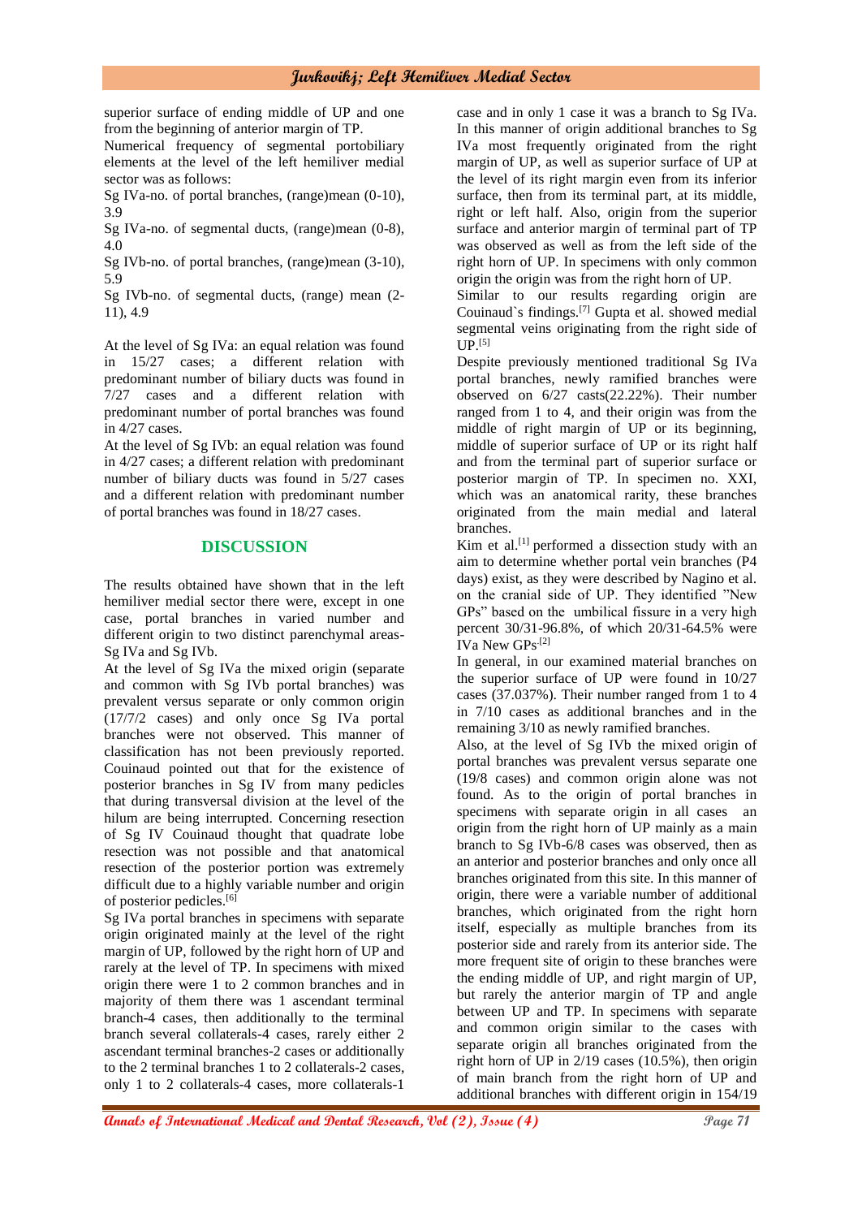superior surface of ending middle of UP and one from the beginning of anterior margin of TP.

Numerical frequency of segmental portobiliary elements at the level of the left hemiliver medial sector was as follows:

Sg IVa-no. of portal branches, (range)mean (0-10), 3.9

Sg IVa-no. of segmental ducts, (range)mean (0-8), 4.0

Sg IVb-no. of portal branches, (range)mean (3-10), 5.9

Sg IVb-no. of segmental ducts, (range) mean (2-11), 4.9

At the level of Sg IVa: an equal relation was found in 15/27 cases; a different relation with predominant number of biliary ducts was found in 7/27 cases and a different relation with predominant number of portal branches was found in 4/27 cases.

At the level of Sg IVb: an equal relation was found in 4/27 cases; a different relation with predominant number of biliary ducts was found in 5/27 cases and a different relation with predominant number of portal branches was found in 18/27 cases.

## DISCUSSION

The results obtained have shown that in the left hemiliver medial sector there were, except in one case, portal branches in varied number and different origin to two distinct parenchymal areas-Sg IVa and Sg IVb.

At the level of Sg IVa the mixed origin (separate and common with Sg IVb portal branches) was prevalent versus separate or only common origin (17/7/2 cases) and only once Sg IVa portal branches were not observed. This manner of classification has not been previously reported. Couinaud pointed out that for the existence of posterior branches in Sg IV from many pedicles that during transversal division at the level of the hilum are being interrupted. Concerning resection of Sg IV Couinaud thought that quadrate lobe resection was not possible and that anatomical resection of the posterior portion was extremely difficult due to a highly variable number and origin of posterior pedicles.[6]

Sg IVa portal branches in specimens with separate origin originated mainly at the level of the right margin of UP, followed by the right horn of UP and rarely at the level of TP. In specimens with mixed origin there were 1 to 2 common branches and in majority of them there was 1 ascendant terminal branch-4 cases, then additionally to the terminal branch several collaterals-4 cases, rarely either 2 ascendant terminal branches-2 cases or additionally to the 2 terminal branches 1 to 2 collaterals-2 cases, only 1 to 2 collaterals-4 cases, more collaterals-1 case and in only 1 case it was a branch to Sg IVa. In this manner of origin additional branches to Sg IVa most frequently originated from the right margin of UP, as well as superior surface of UP at the level of its right margin even from its inferior surface, then from its terminal part, at its middle, right or left half. Also, origin from the superior surface and anterior margin of terminal part of TP was observed as well as from the left side of the right horn of UP. In specimens with only common origin the origin was from the right horn of UP.

Similar to our results regarding origin are Couinaud`s findings.[7] Gupta et al. showed medial segmental veins originating from the right side of UP.[5]

Despite previously mentioned traditional Sg IVa portal branches, newly ramified branches were observed on 6/27 casts(22.22%). Their number ranged from 1 to 4, and their origin was from the middle of right margin of UP or its beginning, middle of superior surface of UP or its right half and from the terminal part of superior surface or posterior margin of TP. In specimen no. XXI, which was an anatomical rarity, these branches originated from the main medial and lateral branches.

Kim et al.[1] performed a dissection study with an aim to determine whether portal vein branches (P4 days) exist, as they were described by Nagino et al. on the cranial side of UP. They identified "New GPs" based on the umbilical fissure in a very high percent 30/31-96.8%, of which 20/31-64.5% were IVa New GPs.[2]

In general, in our examined material branches on the superior surface of UP were found in 10/27 cases (37.037%). Their number ranged from 1 to 4 in 7/10 cases as additional branches and in the remaining 3/10 as newly ramified branches.

Also, at the level of Sg IVb the mixed origin of portal branches was prevalent versus separate one (19/8 cases) and common origin alone was not found. As to the origin of portal branches in specimens with separate origin in all cases an origin from the right horn of UP mainly as a main branch to Sg IVb-6/8 cases was observed, then as an anterior and posterior branches and only once all branches originated from this site. In this manner of origin, there were a variable number of additional branches, which originated from the right horn itself, especially as multiple branches from its posterior side and rarely from its anterior side. The more frequent site of origin to these branches were the ending middle of UP, and right margin of UP, but rarely the anterior margin of TP and angle between UP and TP. In specimens with separate and common origin similar to the cases with separate origin all branches originated from the right horn of UP in 2/19 cases (10.5%), then origin of main branch from the right horn of UP and additional branches with different origin in 154/19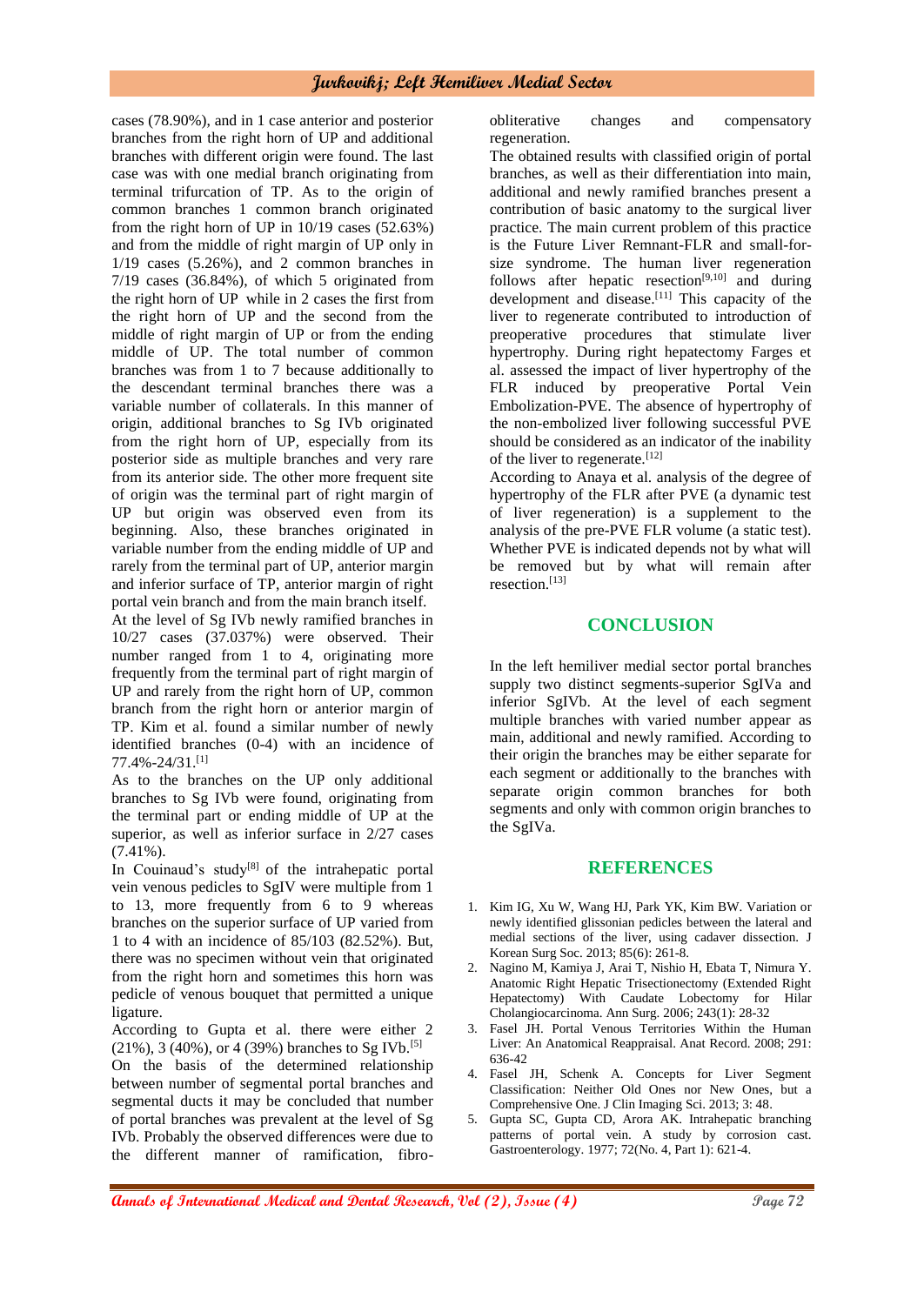cases (78.90%), and in 1 case anterior and posterior branches from the right horn of UP and additional branches with different origin were found. The last case was with one medial branch originating from terminal trifurcation of TP. As to the origin of common branches 1 common branch originated from the right horn of UP in 10/19 cases (52.63%) and from the middle of right margin of UP only in 1/19 cases (5.26%), and 2 common branches in 7/19 cases (36.84%), of which 5 originated from the right horn of UP while in 2 cases the first from the right horn of UP and the second from the middle of right margin of UP or from the ending middle of UP. The total number of common branches was from 1 to 7 because additionally to the descendant terminal branches there was a variable number of collaterals. In this manner of origin, additional branches to Sg IVb originated from the right horn of UP, especially from its posterior side as multiple branches and very rare from its anterior side. The other more frequent site of origin was the terminal part of right margin of UP but origin was observed even from its beginning. Also, these branches originated in variable number from the ending middle of UP and rarely from the terminal part of UP, anterior margin and inferior surface of TP, anterior margin of right portal vein branch and from the main branch itself.

At the level of Sg IVb newly ramified branches in 10/27 cases (37.037%) were observed. Their number ranged from 1 to 4, originating more frequently from the terminal part of right margin of UP and rarely from the right horn of UP, common branch from the right horn or anterior margin of TP. Kim et al. found a similar number of newly identified branches (0-4) with an incidence of 77.4%-24/31.[1]

As to the branches on the UP only additional branches to Sg IVb were found, originating from the terminal part or ending middle of UP at the superior, as well as inferior surface in 2/27 cases (7.41%).

In Couinaud's study[8] of the intrahepatic portal vein venous pedicles to SgIV were multiple from 1 to 13, more frequently from 6 to 9 whereas branches on the superior surface of UP varied from 1 to 4 with an incidence of 85/103 (82.52%). But, there was no specimen without vein that originated from the right horn and sometimes this horn was pedicle of venous bouquet that permitted a unique ligature.

According to Gupta et al. there were either 2 (21%), 3 (40%), or 4 (39%) branches to Sg IVb.[5]

On the basis of the determined relationship between number of segmental portal branches and segmental ducts it may be concluded that number of portal branches was prevalent at the level of Sg IVb. Probably the observed differences were due to the different manner of ramification, fibro-obliterative changes and compensatory regeneration.

The obtained results with classified origin of portal branches, as well as their differentiation into main, additional and newly ramified branches present a contribution of basic anatomy to the surgical liver practice. The main current problem of this practice is the Future Liver Remnant-FLR and small-for-size syndrome. The human liver regeneration follows after hepatic resection[9,10] and during development and disease.[11] This capacity of the liver to regenerate contributed to introduction of preoperative procedures that stimulate liver hypertrophy. During right hepatectomy Farges et al. assessed the impact of liver hypertrophy of the FLR induced by preoperative Portal Vein Embolization-PVE. The absence of hypertrophy of the non-embolized liver following successful PVE should be considered as an indicator of the inability of the liver to regenerate.[12]

According to Anaya et al. analysis of the degree of hypertrophy of the FLR after PVE (a dynamic test of liver regeneration) is a supplement to the analysis of the pre-PVE FLR volume (a static test). Whether PVE is indicated depends not by what will be removed but by what will remain after resection.[13]

## CONCLUSION

In the left hemiliver medial sector portal branches supply two distinct segments-superior SgIVa and inferior SgIVb. At the level of each segment multiple branches with varied number appear as main, additional and newly ramified. According to their origin the branches may be either separate for each segment or additionally to the branches with separate origin common branches for both segments and only with common origin branches to the SgIVa.

## REFERENCES

1. Kim IG, Xu W, Wang HJ, Park YK, Kim BW. Variation or newly identified glissonian pedicles between the lateral and medial sections of the liver, using cadaver dissection. J Korean Surg Soc. 2013; 85(6): 261-8.
2. Nagino M, Kamiya J, Arai T, Nishio H, Ebata T, Nimura Y. Anatomic Right Hepatic Trisectionectomy (Extended Right Hepatectomy) With Caudate Lobectomy for Hilar Cholangiocarcinoma. Ann Surg. 2006; 243(1): 28-32
3. Fasel JH. Portal Venous Territories Within the Human Liver: An Anatomical Reappraisal. Anat Record. 2008; 291: 636-42
4. Fasel JH, Schenk A. Concepts for Liver Segment Classification: Neither Old Ones nor New Ones, but a Comprehensive One. J Clin Imaging Sci. 2013; 3: 48.
5. Gupta SC, Gupta CD, Arora AK. Intrahepatic branching patterns of portal vein. A study by corrosion cast. Gastroenterology. 1977; 72(No. 4, Part 1): 621-4.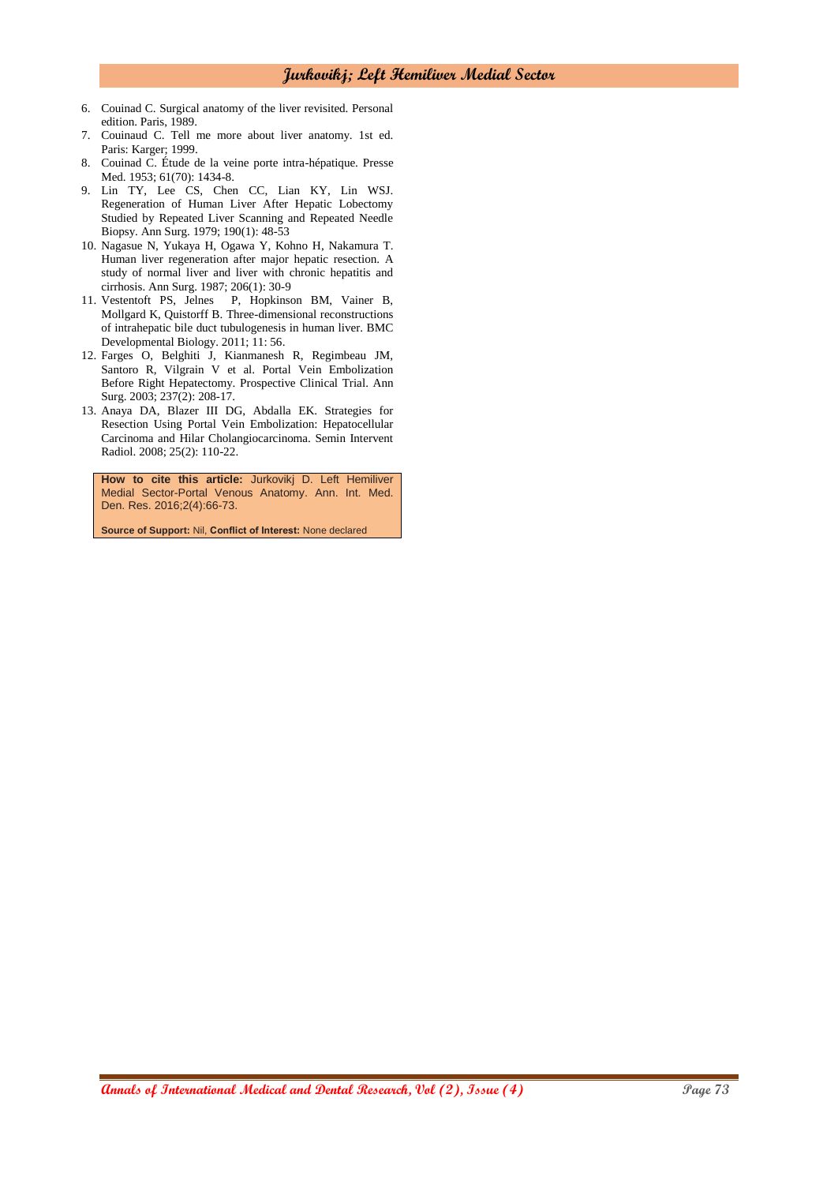6. Couinad C. Surgical anatomy of the liver revisited. Personal edition. Paris, 1989.
7. Couinaud C. Tell me more about liver anatomy. 1st ed. Paris: Karger; 1999.
8. Couinad C. Étude de la veine porte intra-hépatique. Presse Med. 1953; 61(70): 1434-8.
9. Lin TY, Lee CS, Chen CC, Lian KY, Lin WSJ. Regeneration of Human Liver After Hepatic Lobectomy Studied by Repeated Liver Scanning and Repeated Needle Biopsy. Ann Surg. 1979; 190(1): 48-53
10. Nagasue N, Yukaya H, Ogawa Y, Kohno H, Nakamura T. Human liver regeneration after major hepatic resection. A study of normal liver and liver with chronic hepatitis and cirrhosis. Ann Surg. 1987; 206(1): 30-9
11. Vestentoft PS, Jelnes P, Hopkinson BM, Vainer B, Mollgard K, Quistorff B. Three-dimensional reconstructions of intrahepatic bile duct tubulogenesis in human liver. BMC Developmental Biology. 2011; 11: 56.
12. Farges O, Belghiti J, Kianmanesh R, Regimbeau JM, Santoro R, Vilgrain V et al. Portal Vein Embolization Before Right Hepatectomy. Prospective Clinical Trial. Ann Surg. 2003; 237(2): 208-17.
13. Anaya DA, Blazer III DG, Abdalla EK. Strategies for Resection Using Portal Vein Embolization: Hepatocellular Carcinoma and Hilar Cholangiocarcinoma. Semin Intervent Radiol. 2008; 25(2): 110-22.

**How to cite this article:** Jurkovikj D. Left Hemiliver Medial Sector-Portal Venous Anatomy. Ann. Int. Med. Den. Res. 2016;2(4):66-73.

**Source of Support:** Nil, **Conflict of Interest:** None declared